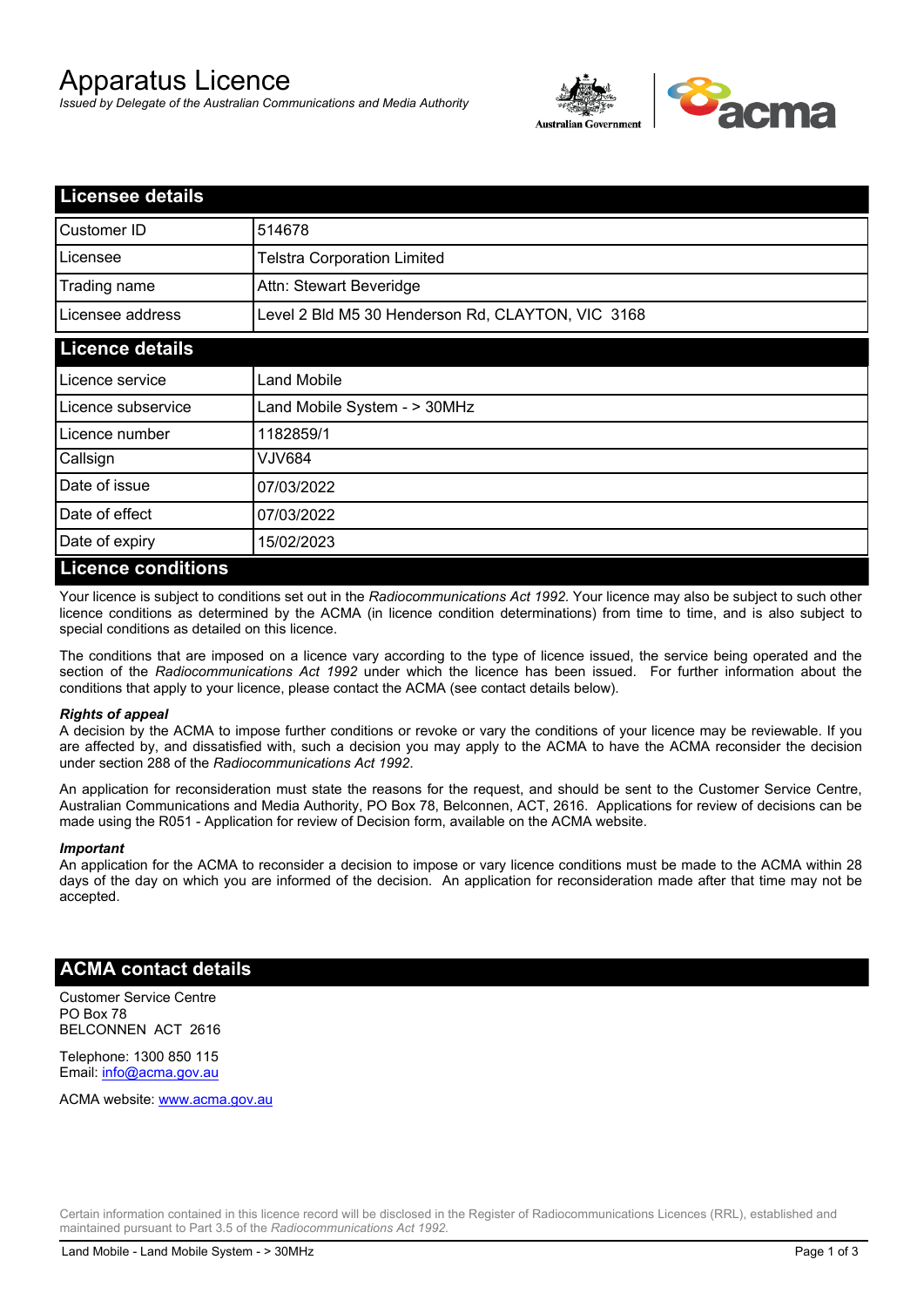# Apparatus Licence

*Issued by Delegate of the Australian Communications and Media Authority*

## Licensee details

| | |
|---|---|
| Customer ID | 514678 |
| Licensee | Telstra Corporation Limited |
| Trading name | Attn: Stewart Beveridge |
| Licensee address | Level 2 Bld M5 30 Henderson Rd, CLAYTON, VIC 3168 |

## Licence details

| | |
|---|---|
| Licence service | Land Mobile |
| Licence subservice | Land Mobile System - > 30MHz |
| Licence number | 1182859/1 |
| Callsign | VJV684 |
| Date of issue | 07/03/2022 |
| Date of effect | 07/03/2022 |
| Date of expiry | 15/02/2023 |

## Licence conditions

Your licence is subject to conditions set out in the *Radiocommunications Act 1992*. Your licence may also be subject to such other licence conditions as determined by the ACMA (in licence condition determinations) from time to time, and is also subject to special conditions as detailed on this licence.

The conditions that are imposed on a licence vary according to the type of licence issued, the service being operated and the section of the *Radiocommunications Act 1992* under which the licence has been issued. For further information about the conditions that apply to your licence, please contact the ACMA (see contact details below).

***Rights of appeal***

A decision by the ACMA to impose further conditions or revoke or vary the conditions of your licence may be reviewable. If you are affected by, and dissatisfied with, such a decision you may apply to the ACMA to have the ACMA reconsider the decision under section 288 of the *Radiocommunications Act 1992*.

An application for reconsideration must state the reasons for the request, and should be sent to the Customer Service Centre, Australian Communications and Media Authority, PO Box 78, Belconnen, ACT, 2616. Applications for review of decisions can be made using the R051 - Application for review of Decision form, available on the ACMA website.

***Important***

An application for the ACMA to reconsider a decision to impose or vary licence conditions must be made to the ACMA within 28 days of the day on which you are informed of the decision. An application for reconsideration made after that time may not be accepted.

## ACMA contact details

Customer Service Centre
PO Box 78
BELCONNEN ACT 2616

Telephone: 1300 850 115
Email: info@acma.gov.au

ACMA website: www.acma.gov.au

Certain information contained in this licence record will be disclosed in the Register of Radiocommunications Licences (RRL), established and maintained pursuant to Part 3.5 of the *Radiocommunications Act 1992.*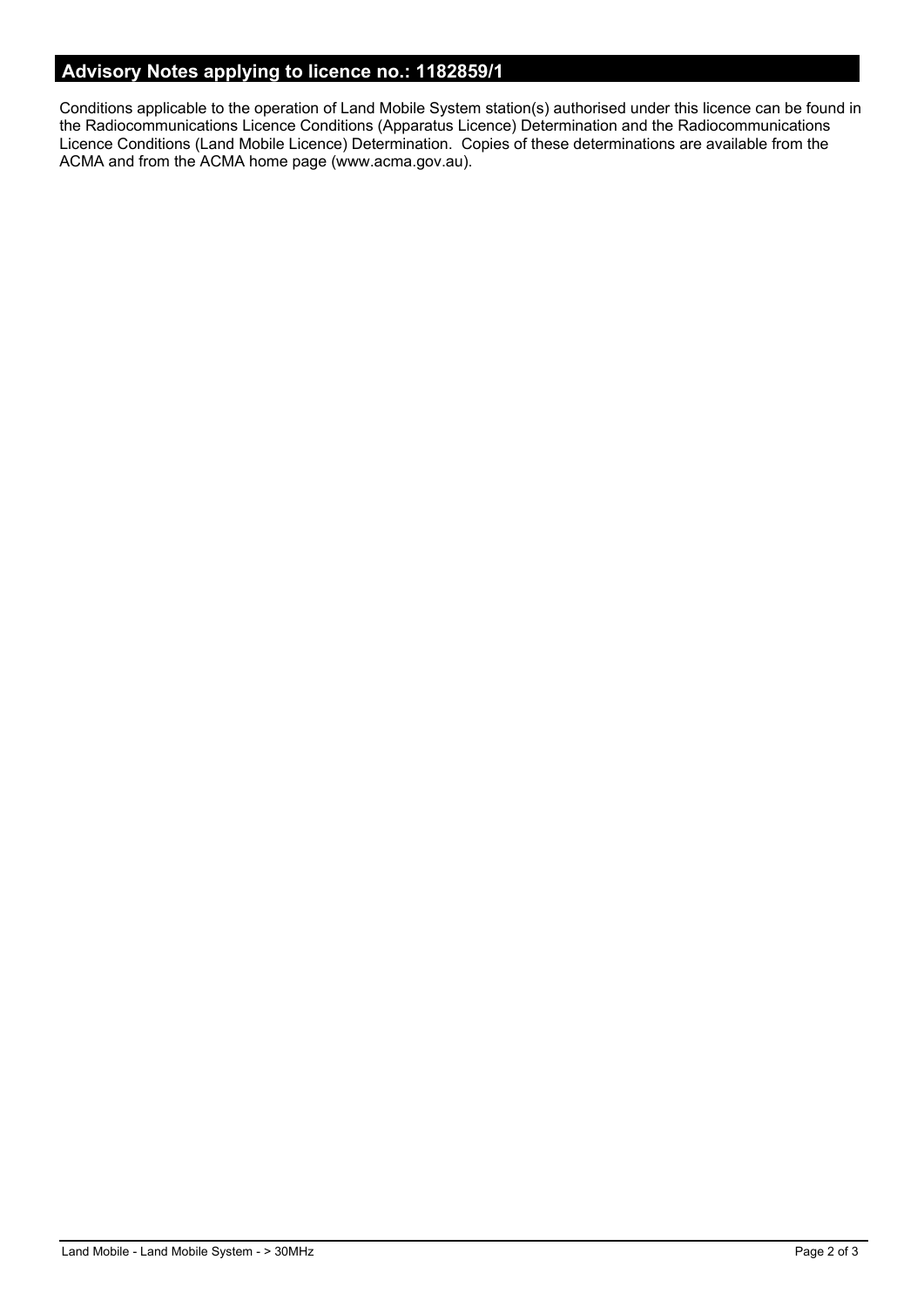## Advisory Notes applying to licence no.: 1182859/1

Conditions applicable to the operation of Land Mobile System station(s) authorised under this licence can be found in the Radiocommunications Licence Conditions (Apparatus Licence) Determination and the Radiocommunications Licence Conditions (Land Mobile Licence) Determination. Copies of these determinations are available from the ACMA and from the ACMA home page (www.acma.gov.au).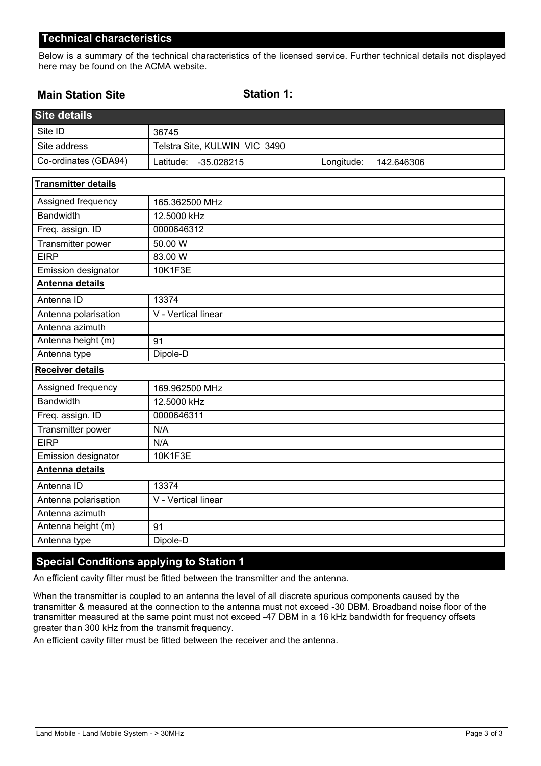## Technical characteristics

Below is a summary of the technical characteristics of the licensed service. Further technical details not displayed here may be found on the ACMA website.

**Main Station Site** **Station 1:**

| Site details | |
|---|---|
| Site ID | 36745 |
| Site address | Telstra Site, KULWIN VIC 3490 |
| Co-ordinates (GDA94) | Latitude: -35.028215 Longitude: 142.646306 |

| **Transmitter details** | |
|---|---|
| Assigned frequency | 165.362500 MHz |
| Bandwidth | 12.5000 kHz |
| Freq. assign. ID | 0000646312 |
| Transmitter power | 50.00 W |
| EIRP | 83.00 W |
| Emission designator | 10K1F3E |
| **Antenna details** | |
| Antenna ID | 13374 |
| Antenna polarisation | V - Vertical linear |
| Antenna azimuth | |
| Antenna height (m) | 91 |
| Antenna type | Dipole-D |
| **Receiver details** | |
| Assigned frequency | 169.962500 MHz |
| Bandwidth | 12.5000 kHz |
| Freq. assign. ID | 0000646311 |
| Transmitter power | N/A |
| EIRP | N/A |
| Emission designator | 10K1F3E |
| **Antenna details** | |
| Antenna ID | 13374 |
| Antenna polarisation | V - Vertical linear |
| Antenna azimuth | |
| Antenna height (m) | 91 |
| Antenna type | Dipole-D |

## Special Conditions applying to Station 1

An efficient cavity filter must be fitted between the transmitter and the antenna.

When the transmitter is coupled to an antenna the level of all discrete spurious components caused by the transmitter & measured at the connection to the antenna must not exceed -30 DBM. Broadband noise floor of the transmitter measured at the same point must not exceed -47 DBM in a 16 kHz bandwidth for frequency offsets greater than 300 kHz from the transmit frequency.

An efficient cavity filter must be fitted between the receiver and the antenna.